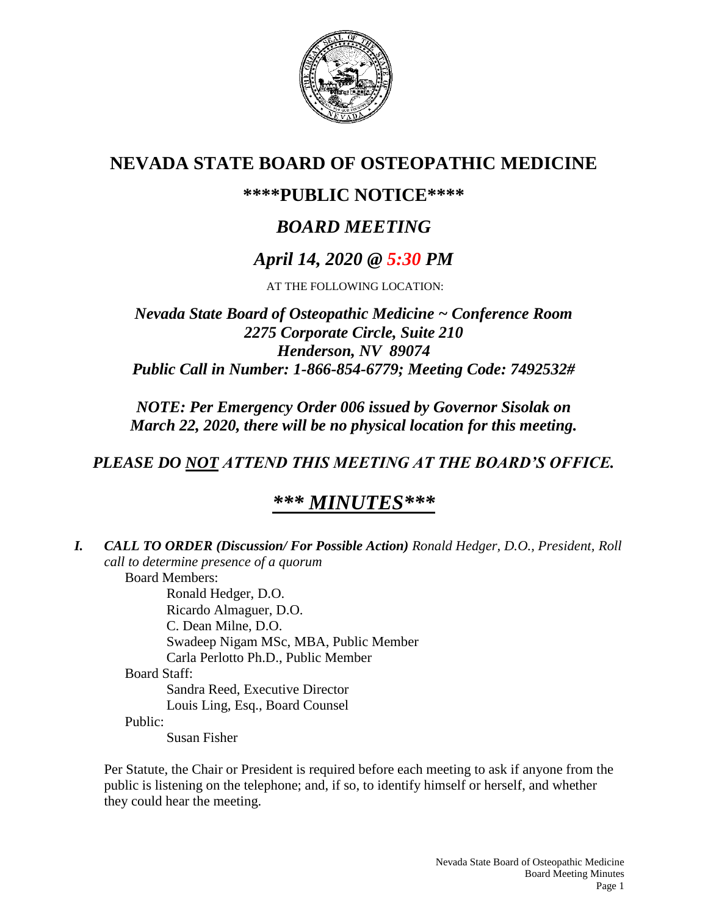# NEVADA STATE BOARD OF OSTEOPATHIC MEDICINE

## ****PUBLIC NOTICE****

## *BOARD MEETING*

## *April 14, 2020 @ 5:30 PM*

AT THE FOLLOWING LOCATION:

***Nevada State Board of Osteopathic Medicine ~ Conference Room***
***2275 Corporate Circle, Suite 210***
***Henderson, NV 89074***
***Public Call in Number: 1-866-854-6779; Meeting Code: 7492532#***

***NOTE: Per Emergency Order 006 issued by Governor Sisolak on March 22, 2020, there will be no physical location for this meeting.***

***PLEASE DO NOT ATTEND THIS MEETING AT THE BOARD'S OFFICE.***

## ****** MINUTES*****

***I. CALL TO ORDER (Discussion/ For Possible Action)*** *Ronald Hedger, D.O., President, Roll call to determine presence of a quorum*

Board Members:

- Ronald Hedger, D.O.
- Ricardo Almaguer, D.O.
- C. Dean Milne, D.O.
- Swadeep Nigam MSc, MBA, Public Member
- Carla Perlotto Ph.D., Public Member

Board Staff:

- Sandra Reed, Executive Director
- Louis Ling, Esq., Board Counsel

Public:

- Susan Fisher

Per Statute, the Chair or President is required before each meeting to ask if anyone from the public is listening on the telephone; and, if so, to identify himself or herself, and whether they could hear the meeting.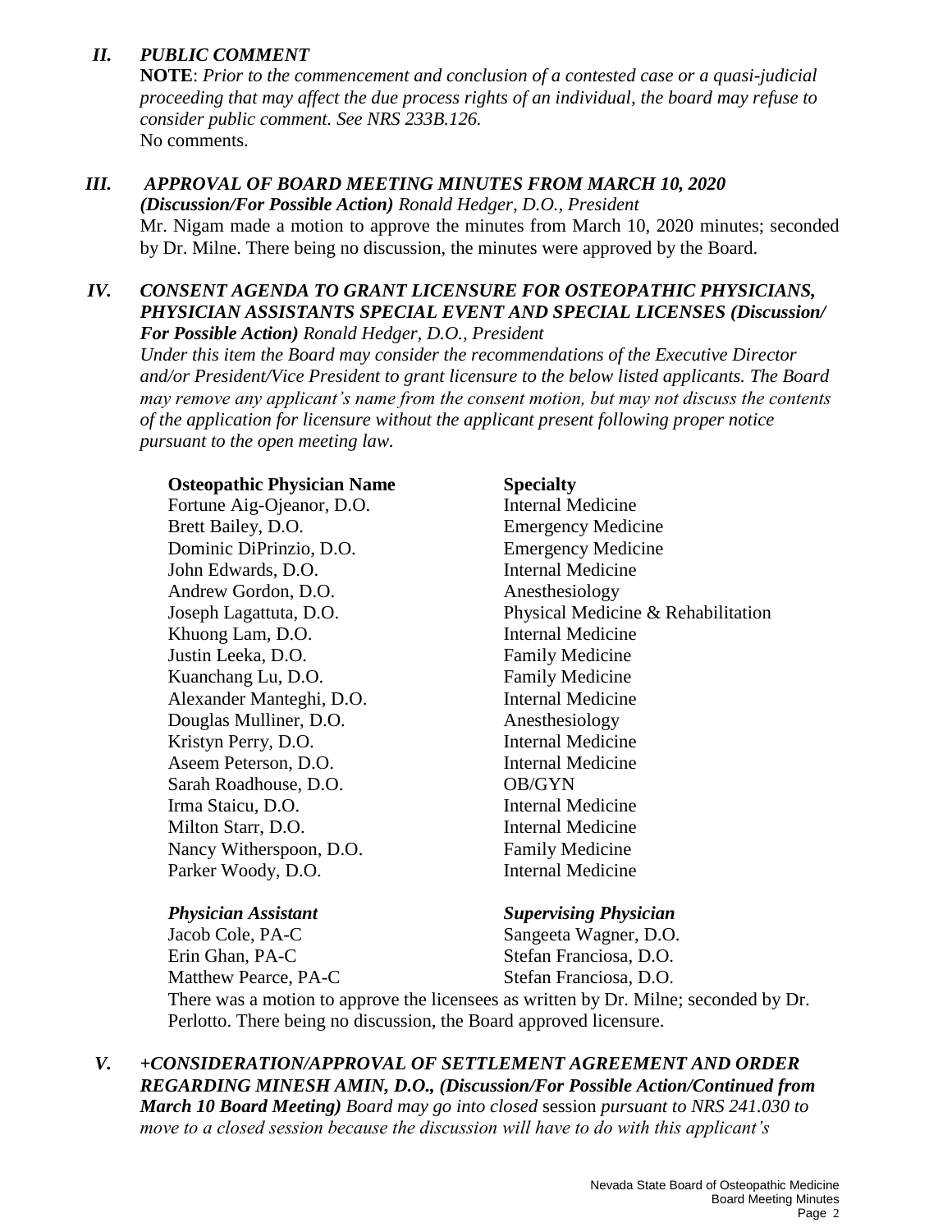## *II. PUBLIC COMMENT*

**NOTE**: *Prior to the commencement and conclusion of a contested case or a quasi-judicial proceeding that may affect the due process rights of an individual, the board may refuse to consider public comment. See NRS 233B.126.*

No comments.

## *III. APPROVAL OF BOARD MEETING MINUTES FROM MARCH 10, 2020 (Discussion/For Possible Action) Ronald Hedger, D.O., President*

Mr. Nigam made a motion to approve the minutes from March 10, 2020 minutes; seconded by Dr. Milne. There being no discussion, the minutes were approved by the Board.

## *IV. CONSENT AGENDA TO GRANT LICENSURE FOR OSTEOPATHIC PHYSICIANS, PHYSICIAN ASSISTANTS SPECIAL EVENT AND SPECIAL LICENSES (Discussion/ For Possible Action) Ronald Hedger, D.O., President*

*Under this item the Board may consider the recommendations of the Executive Director and/or President/Vice President to grant licensure to the below listed applicants. The Board may remove any applicant's name from the consent motion, but may not discuss the contents of the application for licensure without the applicant present following proper notice pursuant to the open meeting law.*

| **Osteopathic Physician Name** | **Specialty** |
|---|---|
| Fortune Aig-Ojeanor, D.O. | Internal Medicine |
| Brett Bailey, D.O. | Emergency Medicine |
| Dominic DiPrinzio, D.O. | Emergency Medicine |
| John Edwards, D.O. | Internal Medicine |
| Andrew Gordon, D.O. | Anesthesiology |
| Joseph Lagattuta, D.O. | Physical Medicine & Rehabilitation |
| Khuong Lam, D.O. | Internal Medicine |
| Justin Leeka, D.O. | Family Medicine |
| Kuanchang Lu, D.O. | Family Medicine |
| Alexander Manteghi, D.O. | Internal Medicine |
| Douglas Mulliner, D.O. | Anesthesiology |
| Kristyn Perry, D.O. | Internal Medicine |
| Aseem Peterson, D.O. | Internal Medicine |
| Sarah Roadhouse, D.O. | OB/GYN |
| Irma Staicu, D.O. | Internal Medicine |
| Milton Starr, D.O. | Internal Medicine |
| Nancy Witherspoon, D.O. | Family Medicine |
| Parker Woody, D.O. | Internal Medicine |

| ***Physician Assistant*** | ***Supervising Physician*** |
|---|---|
| Jacob Cole, PA-C | Sangeeta Wagner, D.O. |
| Erin Ghan, PA-C | Stefan Franciosa, D.O. |
| Matthew Pearce, PA-C | Stefan Franciosa, D.O. |

There was a motion to approve the licensees as written by Dr. Milne; seconded by Dr. Perlotto. There being no discussion, the Board approved licensure.

## *V. +CONSIDERATION/APPROVAL OF SETTLEMENT AGREEMENT AND ORDER REGARDING MINESH AMIN, D.O., (Discussion/For Possible Action/Continued from March 10 Board Meeting) Board may go into closed session pursuant to NRS 241.030 to move to a closed session because the discussion will have to do with this applicant's*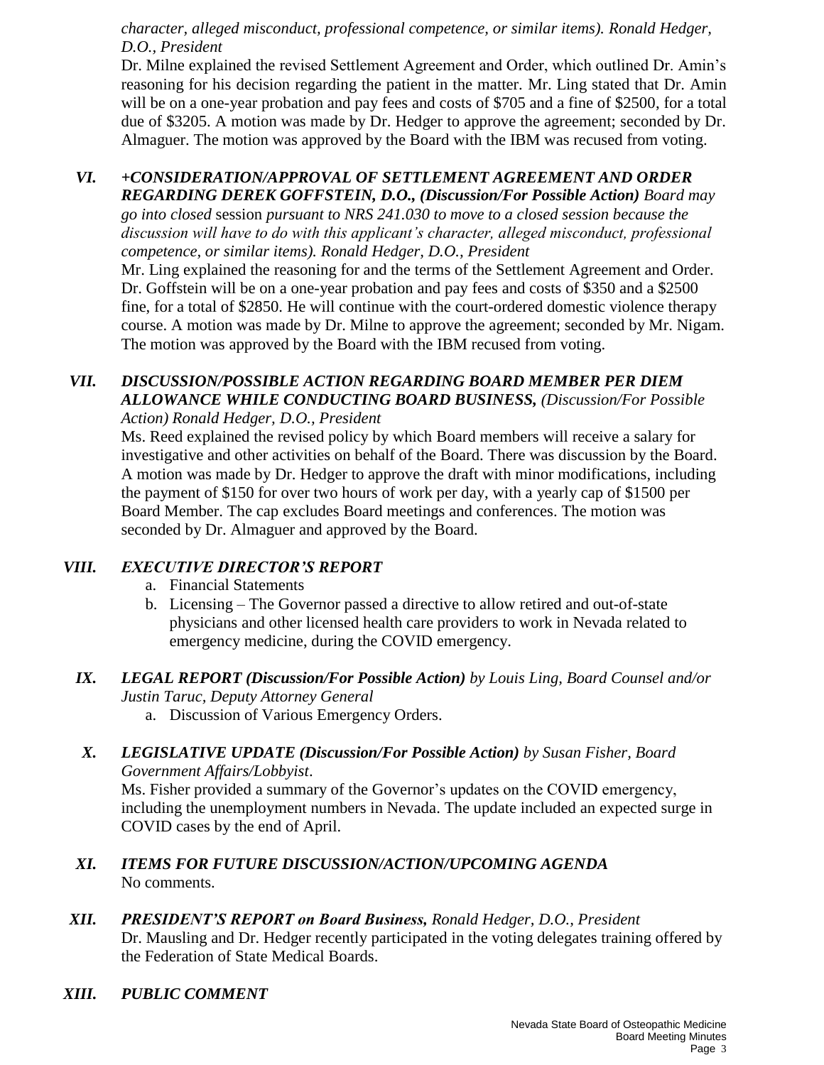*character, alleged misconduct, professional competence, or similar items). Ronald Hedger, D.O., President*

Dr. Milne explained the revised Settlement Agreement and Order, which outlined Dr. Amin's reasoning for his decision regarding the patient in the matter. Mr. Ling stated that Dr. Amin will be on a one-year probation and pay fees and costs of $705 and a fine of $2500, for a total due of $3205. A motion was made by Dr. Hedger to approve the agreement; seconded by Dr. Almaguer. The motion was approved by the Board with the IBM was recused from voting.

## *VI. +CONSIDERATION/APPROVAL OF SETTLEMENT AGREEMENT AND ORDER REGARDING DEREK GOFFSTEIN, D.O., (Discussion/For Possible Action)* 

*Board may go into closed* session *pursuant to NRS 241.030 to move to a closed session because the discussion will have to do with this applicant's character, alleged misconduct, professional competence, or similar items). Ronald Hedger, D.O., President*

Mr. Ling explained the reasoning for and the terms of the Settlement Agreement and Order. Dr. Goffstein will be on a one-year probation and pay fees and costs of $350 and a $2500 fine, for a total of $2850. He will continue with the court-ordered domestic violence therapy course. A motion was made by Dr. Milne to approve the agreement; seconded by Mr. Nigam. The motion was approved by the Board with the IBM recused from voting.

## *VII. DISCUSSION/POSSIBLE ACTION REGARDING BOARD MEMBER PER DIEM ALLOWANCE WHILE CONDUCTING BOARD BUSINESS,* 

*(Discussion/For Possible Action) Ronald Hedger, D.O., President*

Ms. Reed explained the revised policy by which Board members will receive a salary for investigative and other activities on behalf of the Board. There was discussion by the Board. A motion was made by Dr. Hedger to approve the draft with minor modifications, including the payment of $150 for over two hours of work per day, with a yearly cap of $1500 per Board Member. The cap excludes Board meetings and conferences. The motion was seconded by Dr. Almaguer and approved by the Board.

## *VIII. EXECUTIVE DIRECTOR'S REPORT*

a. Financial Statements
b. Licensing – The Governor passed a directive to allow retired and out-of-state physicians and other licensed health care providers to work in Nevada related to emergency medicine, during the COVID emergency.

## *IX. LEGAL REPORT (Discussion/For Possible Action)* 

*by Louis Ling, Board Counsel and/or Justin Taruc, Deputy Attorney General*

a. Discussion of Various Emergency Orders.

## *X. LEGISLATIVE UPDATE (Discussion/For Possible Action)* 

*by Susan Fisher, Board Government Affairs/Lobbyist*.

Ms. Fisher provided a summary of the Governor's updates on the COVID emergency, including the unemployment numbers in Nevada. The update included an expected surge in COVID cases by the end of April.

## *XI. ITEMS FOR FUTURE DISCUSSION/ACTION/UPCOMING AGENDA*

No comments.

## *XII. PRESIDENT'S REPORT on Board Business,* 

*Ronald Hedger, D.O., President*

Dr. Mausling and Dr. Hedger recently participated in the voting delegates training offered by the Federation of State Medical Boards.

## *XIII. PUBLIC COMMENT*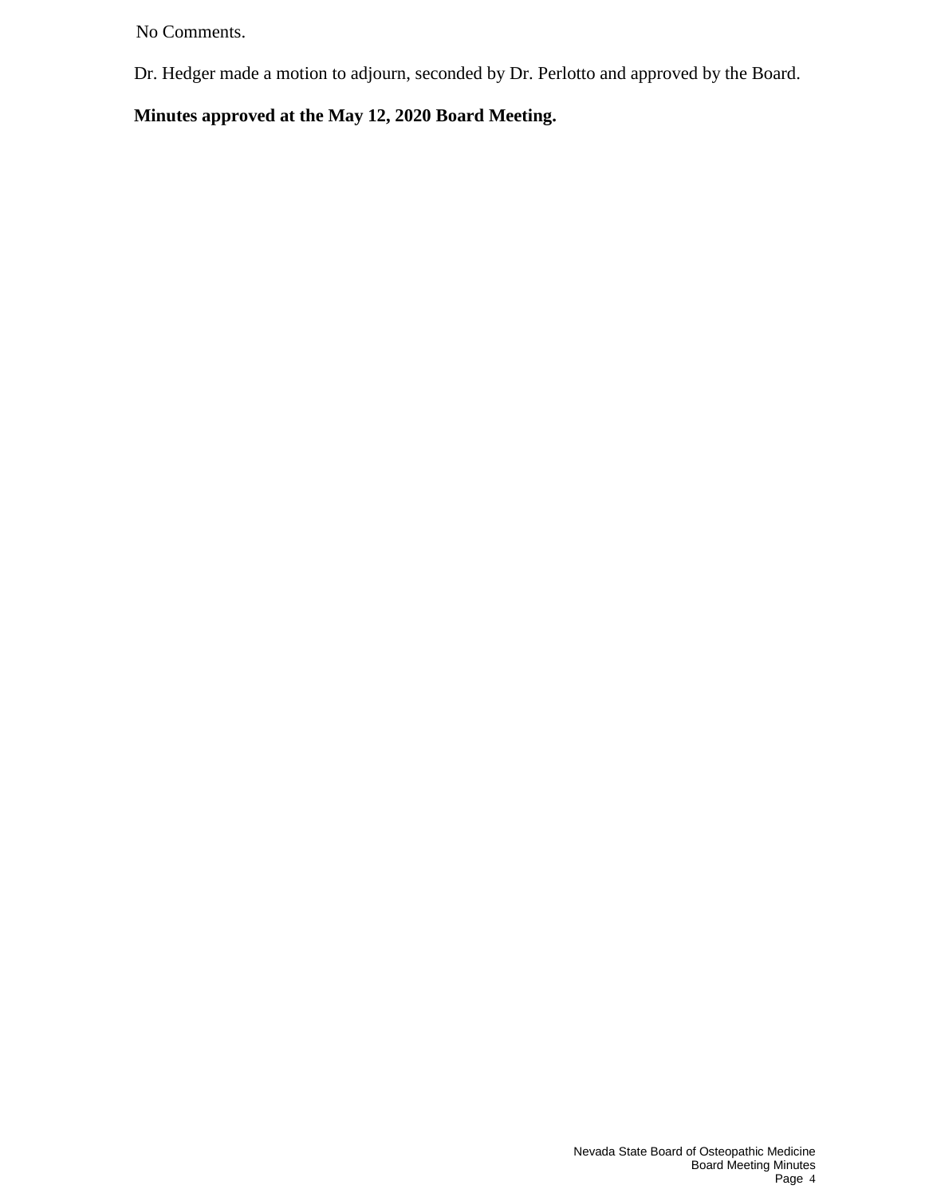No Comments.

Dr. Hedger made a motion to adjourn, seconded by Dr. Perlotto and approved by the Board.

**Minutes approved at the May 12, 2020 Board Meeting.**